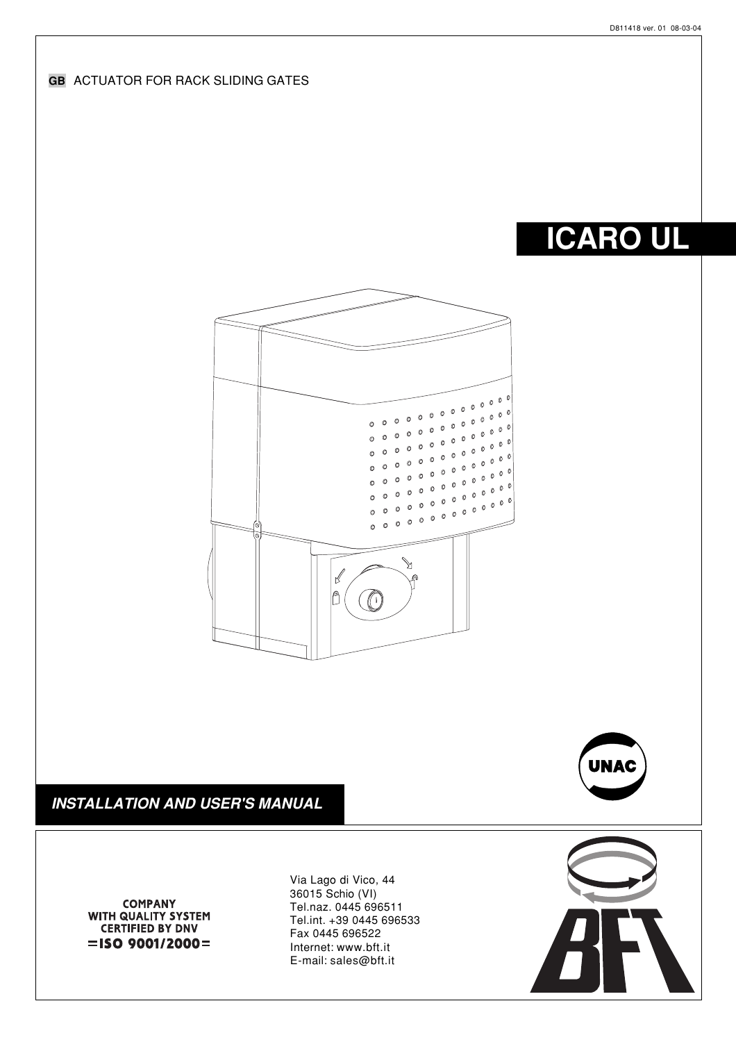D811418 ver. 01 08-03-04

**GB** ACTUATOR FOR RACK SLIDING GATES

# ICARO UL

UNAC

***INSTALLATION AND USER'S MANUAL***

**COMPANY WITH QUALITY SYSTEM CERTIFIED BY DNV**
**=ISO 9001/2000=**

Via Lago di Vico, 44
36015 Schio (VI)
Tel.naz. 0445 696511
Tel.int. +39 0445 696533
Fax 0445 696522
Internet: www.bft.it
E-mail: sales@bft.it

BFT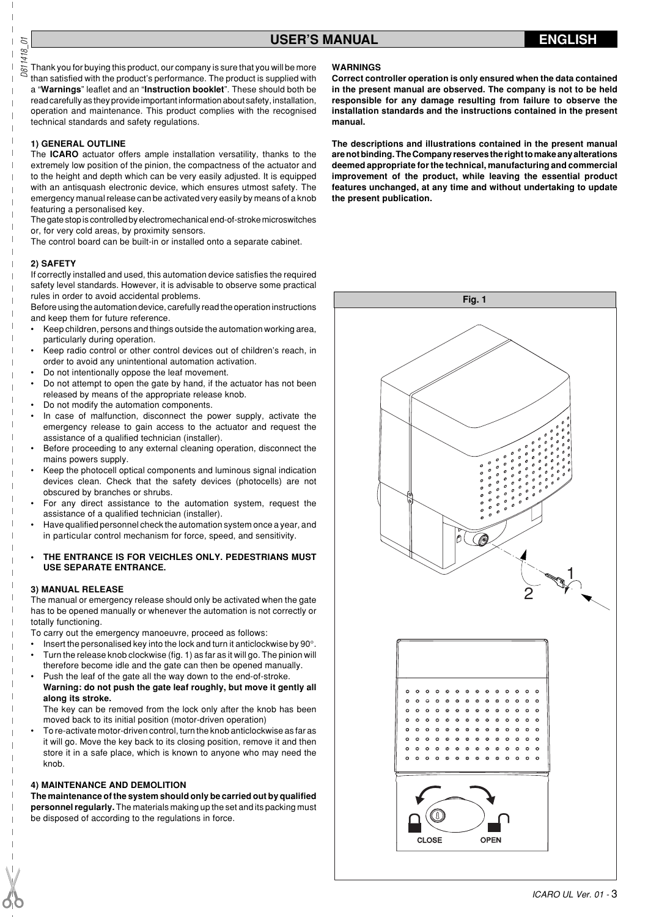# USER'S MANUAL

Thank you for buying this product, our company is sure that you will be more than satisfied with the product's performance. The product is supplied with a "**Warnings**" leaflet and an "**Instruction booklet**". These should both be read carefully as they provide important information about safety, installation, operation and maintenance. This product complies with the recognised technical standards and safety regulations.

## 1) GENERAL OUTLINE

The **ICARO** actuator offers ample installation versatility, thanks to the extremely low position of the pinion, the compactness of the actuator and to the height and depth which can be very easily adjusted. It is equipped with an antisquash electronic device, which ensures utmost safety. The emergency manual release can be activated very easily by means of a knob featuring a personalised key.

The gate stop is controlled by electromechanical end-of-stroke microswitches or, for very cold areas, by proximity sensors.

The control board can be built-in or installed onto a separate cabinet.

## 2) SAFETY

If correctly installed and used, this automation device satisfies the required safety level standards. However, it is advisable to observe some practical rules in order to avoid accidental problems.

Before using the automation device, carefully read the operation instructions and keep them for future reference.

- Keep children, persons and things outside the automation working area, particularly during operation.
- Keep radio control or other control devices out of children's reach, in order to avoid any unintentional automation activation.
- Do not intentionally oppose the leaf movement.
- Do not attempt to open the gate by hand, if the actuator has not been released by means of the appropriate release knob.
- Do not modify the automation components.
- In case of malfunction, disconnect the power supply, activate the emergency release to gain access to the actuator and request the assistance of a qualified technician (installer).
- Before proceeding to any external cleaning operation, disconnect the mains powers supply.
- Keep the photocell optical components and luminous signal indication devices clean. Check that the safety devices (photocells) are not obscured by branches or shrubs.
- For any direct assistance to the automation system, request the assistance of a qualified technician (installer).
- Have qualified personnel check the automation system once a year, and in particular control mechanism for force, speed, and sensitivity.

- **THE ENTRANCE IS FOR VEICHLES ONLY. PEDESTRIANS MUST USE SEPARATE ENTRANCE.**

## 3) MANUAL RELEASE

The manual or emergency release should only be activated when the gate has to be opened manually or whenever the automation is not correctly or totally functioning.

To carry out the emergency manoeuvre, proceed as follows:

- Insert the personalised key into the lock and turn it anticlockwise by 90°.
- Turn the release knob clockwise (fig. 1) as far as it will go. The pinion will therefore become idle and the gate can then be opened manually.
- Push the leaf of the gate all the way down to the end-of-stroke.
  **Warning: do not push the gate leaf roughly, but move it gently all along its stroke.**
  The key can be removed from the lock only after the knob has been moved back to its initial position (motor-driven operation)
- To re-activate motor-driven control, turn the knob anticlockwise as far as it will go. Move the key back to its closing position, remove it and then store it in a safe place, which is known to anyone who may need the knob.

## 4) MAINTENANCE AND DEMOLITION

**The maintenance of the system should only be carried out by qualified personnel regularly.** The materials making up the set and its packing must be disposed of according to the regulations in force.

**WARNINGS**

**Correct controller operation is only ensured when the data contained in the present manual are observed. The company is not to be held responsible for any damage resulting from failure to observe the installation standards and the instructions contained in the present manual.**

**The descriptions and illustrations contained in the present manual are not binding. The Company reserves the right to make any alterations deemed appropriate for the technical, manufacturing and commercial improvement of the product, while leaving the essential product features unchanged, at any time and without undertaking to update the present publication.**

Fig. 1

1 2

CLOSE OPEN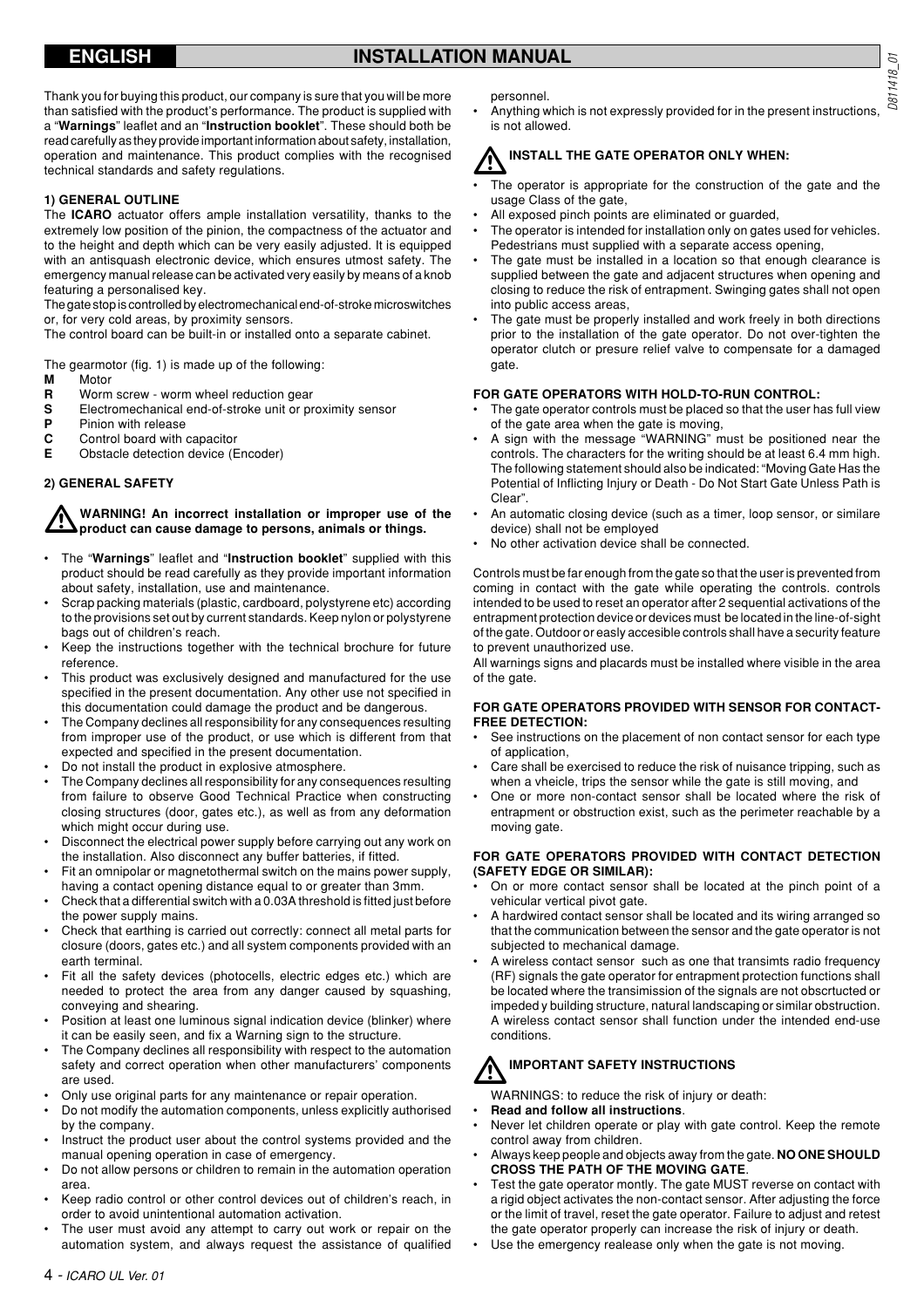# ENGLISH — INSTALLATION MANUAL

Thank you for buying this product, our company is sure that you will be more than satisfied with the product's performance. The product is supplied with a "**Warnings**" leaflet and an "**Instruction booklet**". These should both be read carefully as they provide important information about safety, installation, operation and maintenance. This product complies with the recognised technical standards and safety regulations.

## 1) GENERAL OUTLINE

The **ICARO** actuator offers ample installation versatility, thanks to the extremely low position of the pinion, the compactness of the actuator and to the height and depth which can be very easily adjusted. It is equipped with an antisquash electronic device, which ensures utmost safety. The emergency manual release can be activated very easily by means of a knob featuring a personalised key.

The gate stop is controlled by electromechanical end-of-stroke microswitches or, for very cold areas, by proximity sensors.

The control board can be built-in or installed onto a separate cabinet.

The gearmotor (fig. 1) is made up of the following:

- **M** Motor
- **R** Worm screw - worm wheel reduction gear
- **S** Electromechanical end-of-stroke unit or proximity sensor
- **P** Pinion with release
- **C** Control board with capacitor
- **E** Obstacle detection device (Encoder)

## 2) GENERAL SAFETY

**WARNING! An incorrect installation or improper use of the product can cause damage to persons, animals or things.**

- The "**Warnings**" leaflet and "**Instruction booklet**" supplied with this product should be read carefully as they provide important information about safety, installation, use and maintenance.
- Scrap packing materials (plastic, cardboard, polystyrene etc) according to the provisions set out by current standards. Keep nylon or polystyrene bags out of children's reach.
- Keep the instructions together with the technical brochure for future reference.
- This product was exclusively designed and manufactured for the use specified in the present documentation. Any other use not specified in this documentation could damage the product and be dangerous.
- The Company declines all responsibility for any consequences resulting from improper use of the product, or use which is different from that expected and specified in the present documentation.
- Do not install the product in explosive atmosphere.
- The Company declines all responsibility for any consequences resulting from failure to observe Good Technical Practice when constructing closing structures (door, gates etc.), as well as from any deformation which might occur during use.
- Disconnect the electrical power supply before carrying out any work on the installation. Also disconnect any buffer batteries, if fitted.
- Fit an omnipolar or magnetothermal switch on the mains power supply, having a contact opening distance equal to or greater than 3mm.
- Check that a differential switch with a 0.03A threshold is fitted just before the power supply mains.
- Check that earthing is carried out correctly: connect all metal parts for closure (doors, gates etc.) and all system components provided with an earth terminal.
- Fit all the safety devices (photocells, electric edges etc.) which are needed to protect the area from any danger caused by squashing, conveying and shearing.
- Position at least one luminous signal indication device (blinker) where it can be easily seen, and fix a Warning sign to the structure.
- The Company declines all responsibility with respect to the automation safety and correct operation when other manufacturers' components are used.
- Only use original parts for any maintenance or repair operation.
- Do not modify the automation components, unless explicitly authorised by the company.
- Instruct the product user about the control systems provided and the manual opening operation in case of emergency.
- Do not allow persons or children to remain in the automation operation area.
- Keep radio control or other control devices out of children's reach, in order to avoid unintentional automation activation.
- The user must avoid any attempt to carry out work or repair on the automation system, and always request the assistance of qualified personnel.
- Anything which is not expressly provided for in the present instructions, is not allowed.

### INSTALL THE GATE OPERATOR ONLY WHEN:

- The operator is appropriate for the construction of the gate and the usage Class of the gate,
- All exposed pinch points are eliminated or guarded,
- The operator is intended for installation only on gates used for vehicles. Pedestrians must supplied with a separate access opening,
- The gate must be installed in a location so that enough clearance is supplied between the gate and adjacent structures when opening and closing to reduce the risk of entrapment. Swinging gates shall not open into public access areas,
- The gate must be properly installed and work freely in both directions prior to the installation of the gate operator. Do not over-tighten the operator clutch or presure relief valve to compensate for a damaged gate.

### FOR GATE OPERATORS WITH HOLD-TO-RUN CONTROL:

- The gate operator controls must be placed so that the user has full view of the gate area when the gate is moving,
- A sign with the message "WARNING" must be positioned near the controls. The characters for the writing should be at least 6.4 mm high. The following statement should also be indicated: "Moving Gate Has the Potential of Inflicting Injury or Death - Do Not Start Gate Unless Path is Clear".
- An automatic closing device (such as a timer, loop sensor, or similare device) shall not be employed
- No other activation device shall be connected.

Controls must be far enough from the gate so that the user is prevented from coming in contact with the gate while operating the controls. controls intended to be used to reset an operator after 2 sequential activations of the entrapment protection device or devices must be located in the line-of-sight of the gate. Outdoor or easly accesible controls shall have a security feature to prevent unauthorized use.

All warnings signs and placards must be installed where visible in the area of the gate.

### FOR GATE OPERATORS PROVIDED WITH SENSOR FOR CONTACT-FREE DETECTION:

- See instructions on the placement of non contact sensor for each type of application,
- Care shall be exercised to reduce the risk of nuisance tripping, such as when a vheicle, trips the sensor while the gate is still moving, and
- One or more non-contact sensor shall be located where the risk of entrapment or obstruction exist, such as the perimeter reachable by a moving gate.

### FOR GATE OPERATORS PROVIDED WITH CONTACT DETECTION (SAFETY EDGE OR SIMILAR):

- On or more contact sensor shall be located at the pinch point of a vehicular vertical pivot gate.
- A hardwired contact sensor shall be located and its wiring arranged so that the communication between the sensor and the gate operator is not subjected to mechanical damage.
- A wireless contact sensor such as one that transimts radio frequency (RF) signals the gate operator for entrapment protection functions shall be located where the transimission of the signals are not obscrtucted or impeded y building structure, natural landscaping or similar obstruction. A wireless contact sensor shall function under the intended end-use conditions.

### IMPORTANT SAFETY INSTRUCTIONS

WARNINGS: to reduce the risk of injury or death:

- **Read and follow all instructions**.
- Never let children operate or play with gate control. Keep the remote control away from children.
- Always keep people and objects away from the gate. **NO ONE SHOULD CROSS THE PATH OF THE MOVING GATE**.
- Test the gate operator montly. The gate MUST reverse on contact with a rigid object activates the non-contact sensor. After adjusting the force or the limit of travel, reset the gate operator. Failure to adjust and retest the gate operator properly can increase the risk of injury or death.
- Use the emergency realease only when the gate is not moving.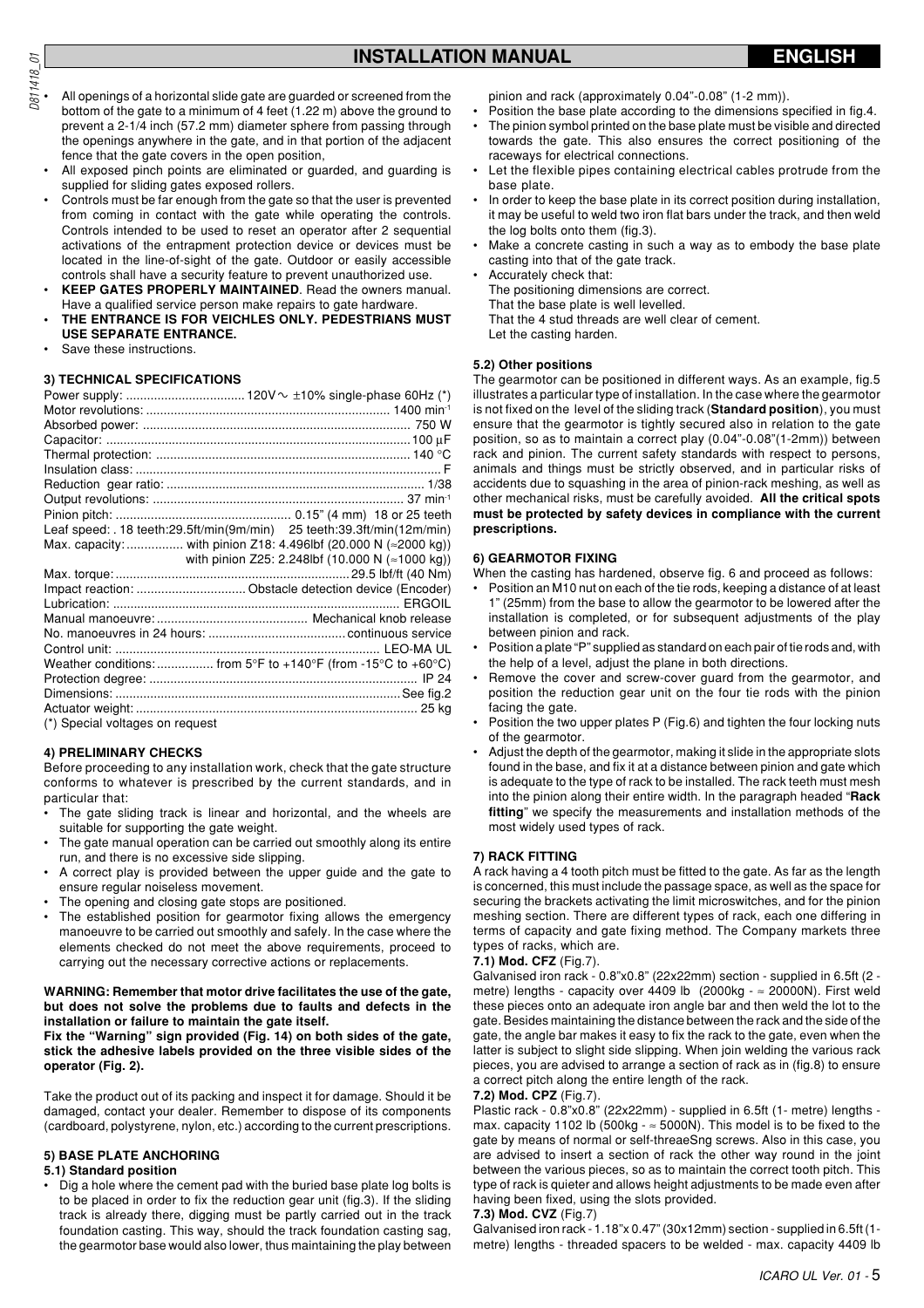- All openings of a horizontal slide gate are guarded or screened from the bottom of the gate to a minimum of 4 feet (1.22 m) above the ground to prevent a 2-1/4 inch (57.2 mm) diameter sphere from passing through the openings anywhere in the gate, and in that portion of the adjacent fence that the gate covers in the open position,
- All exposed pinch points are eliminated or guarded, and guarding is supplied for sliding gates exposed rollers.
- Controls must be far enough from the gate so that the user is prevented from coming in contact with the gate while operating the controls. Controls intended to be used to reset an operator after 2 sequential activations of the entrapment protection device or devices must be located in the line-of-sight of the gate. Outdoor or easily accessible controls shall have a security feature to prevent unauthorized use.
- **KEEP GATES PROPERLY MAINTAINED**. Read the owners manual. Have a qualified service person make repairs to gate hardware.
- **THE ENTRANCE IS FOR VEICHLES ONLY. PEDESTRIANS MUST USE SEPARATE ENTRANCE.**
- Save these instructions.

### 3) TECHNICAL SPECIFICATIONS

| | |
|---|---|
| Power supply: | 120V~ ±10% single-phase 60Hz (*) |
| Motor revolutions: | 1400 min$^{-1}$ |
| Absorbed power: | 750 W |
| Capacitor: | 100 µF |
| Thermal protection: | 140 °C |
| Insulation class: | F |
| Reduction gear ratio: | 1/38 |
| Output revolutions: | 37 min$^{-1}$ |
| Pinion pitch: | 0.15" (4 mm) 18 or 25 teeth |
| Leaf speed: | 18 teeth:29.5ft/min(9m/min) 25 teeth:39.3ft/min(12m/min) |
| Max. capacity: | with pinion Z18: 4.496lbf (20.000 N (≈2000 kg)) with pinion Z25: 2.248lbf (10.000 N (≈1000 kg)) |
| Max. torque: | 29.5 lbf/ft (40 Nm) |
| Impact reaction: | Obstacle detection device (Encoder) |
| Lubrication: | ERGOIL |
| Manual manoeuvre: | Mechanical knob release |
| No. manoeuvres in 24 hours: | continuous service |
| Control unit: | LEO-MA UL |
| Weather conditions: | from 5°F to +140°F (from -15°C to +60°C) |
| Protection degree: | IP 24 |
| Dimensions: | See fig.2 |
| Actuator weight: | 25 kg |

(*) Special voltages on request

### 4) PRELIMINARY CHECKS

Before proceeding to any installation work, check that the gate structure conforms to whatever is prescribed by the current standards, and in particular that:

- The gate sliding track is linear and horizontal, and the wheels are suitable for supporting the gate weight.
- The gate manual operation can be carried out smoothly along its entire run, and there is no excessive side slipping.
- A correct play is provided between the upper guide and the gate to ensure regular noiseless movement.
- The opening and closing gate stops are positioned.
- The established position for gearmotor fixing allows the emergency manoeuvre to be carried out smoothly and safely. In the case where the elements checked do not meet the above requirements, proceed to carrying out the necessary corrective actions or replacements.

**WARNING: Remember that motor drive facilitates the use of the gate, but does not solve the problems due to faults and defects in the installation or failure to maintain the gate itself.**
**Fix the "Warning" sign provided (Fig. 14) on both sides of the gate, stick the adhesive labels provided on the three visible sides of the operator (Fig. 2).**

Take the product out of its packing and inspect it for damage. Should it be damaged, contact your dealer. Remember to dispose of its components (cardboard, polystyrene, nylon, etc.) according to the current prescriptions.

### 5) BASE PLATE ANCHORING

#### 5.1) Standard position

- Dig a hole where the cement pad with the buried base plate log bolts is to be placed in order to fix the reduction gear unit (fig.3). If the sliding track is already there, digging must be partly carried out in the track foundation casting. This way, should the track foundation casting sag, the gearmotor base would also lower, thus maintaining the play between pinion and rack (approximately 0.04"-0.08" (1-2 mm)).
- Position the base plate according to the dimensions specified in fig.4.
- The pinion symbol printed on the base plate must be visible and directed towards the gate. This also ensures the correct positioning of the raceways for electrical connections.
- Let the flexible pipes containing electrical cables protrude from the base plate.
- In order to keep the base plate in its correct position during installation, it may be useful to weld two iron flat bars under the track, and then weld the log bolts onto them (fig.3).
- Make a concrete casting in such a way as to embody the base plate casting into that of the gate track.
- Accurately check that:
  The positioning dimensions are correct.
  That the base plate is well levelled.
  That the 4 stud threads are well clear of cement.
  Let the casting harden.

#### 5.2) Other positions

The gearmotor can be positioned in different ways. As an example, fig.5 illustrates a particular type of installation. In the case where the gearmotor is not fixed on the level of the sliding track (**Standard position**), you must ensure that the gearmotor is tightly secured also in relation to the gate position, so as to maintain a correct play (0.04"-0.08"(1-2mm)) between rack and pinion. The current safety standards with respect to persons, animals and things must be strictly observed, and in particular risks of accidents due to squashing in the area of pinion-rack meshing, as well as other mechanical risks, must be carefully avoided. **All the critical spots must be protected by safety devices in compliance with the current prescriptions.**

### 6) GEARMOTOR FIXING

When the casting has hardened, observe fig. 6 and proceed as follows:

- Position an M10 nut on each of the tie rods, keeping a distance of at least 1" (25mm) from the base to allow the gearmotor to be lowered after the installation is completed, or for subsequent adjustments of the play between pinion and rack.
- Position a plate "P" supplied as standard on each pair of tie rods and, with the help of a level, adjust the plane in both directions.
- Remove the cover and screw-cover guard from the gearmotor, and position the reduction gear unit on the four tie rods with the pinion facing the gate.
- Position the two upper plates P (Fig.6) and tighten the four locking nuts of the gearmotor.
- Adjust the depth of the gearmotor, making it slide in the appropriate slots found in the base, and fix it at a distance between pinion and gate which is adequate to the type of rack to be installed. The rack teeth must mesh into the pinion along their entire width. In the paragraph headed "**Rack fitting**" we specify the measurements and installation methods of the most widely used types of rack.

### 7) RACK FITTING

A rack having a 4 tooth pitch must be fitted to the gate. As far as the length is concerned, this must include the passage space, as well as the space for securing the brackets activating the limit microswitches, and for the pinion meshing section. There are different types of rack, each one differing in terms of capacity and gate fixing method. The Company markets three types of racks, which are.

#### 7.1) Mod. CFZ (Fig.7).

Galvanised iron rack - 0.8"x0.8" (22x22mm) section - supplied in 6.5ft (2 - metre) lengths - capacity over 4409 lb (2000kg - ≈ 20000N). First weld these pieces onto an adequate iron angle bar and then weld the lot to the gate. Besides maintaining the distance between the rack and the side of the gate, the angle bar makes it easy to fix the rack to the gate, even when the latter is subject to slight side slipping. When join welding the various rack pieces, you are advised to arrange a section of rack as in (fig.8) to ensure a correct pitch along the entire length of the rack.

#### 7.2) Mod. CPZ (Fig.7).

Plastic rack - 0.8"x0.8" (22x22mm) section - supplied in 6.5ft (1- metre) lengths - max. capacity 1102 lb (500kg - ≈ 5000N). This model is to be fixed to the gate by means of normal or self-threaeSng screws. Also in this case, you are advised to insert a section of rack the other way round in the joint between the various pieces, so as to maintain the correct tooth pitch. This type of rack is quieter and allows height adjustments to be made even after having been fixed, using the slots provided.

#### 7.3) Mod. CVZ (Fig.7)

Galvanised iron rack - 1.18"x 0.47" (30x12mm) section - supplied in 6.5ft (1-metre) lengths - threaded spacers to be welded - max. capacity 4409 lb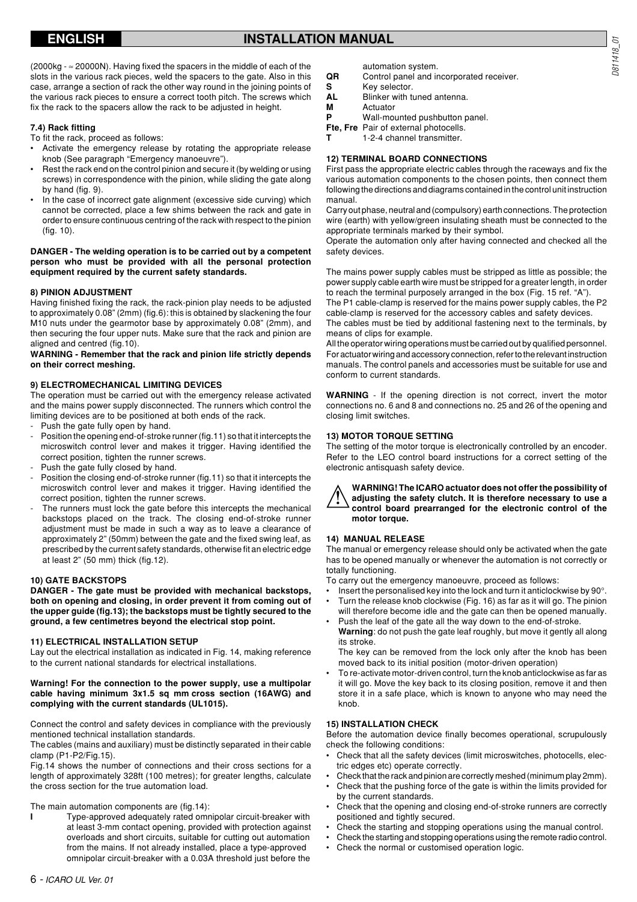(2000kg - ≈ 20000N). Having fixed the spacers in the middle of each of the slots in the various rack pieces, weld the spacers to the gate. Also in this case, arrange a section of rack the other way round in the joining points of the various rack pieces to ensure a correct tooth pitch. The screws which fix the rack to the spacers allow the rack to be adjusted in height.

### 7.4) Rack fitting

To fit the rack, proceed as follows:

- Activate the emergency release by rotating the appropriate release knob (See paragraph "Emergency manoeuvre").
- Rest the rack end on the control pinion and secure it (by welding or using screws) in correspondence with the pinion, while sliding the gate along by hand (fig. 9).
- In the case of incorrect gate alignment (excessive side curving) which cannot be corrected, place a few shims between the rack and gate in order to ensure continuous centring of the rack with respect to the pinion (fig. 10).

**DANGER - The welding operation is to be carried out by a competent person who must be provided with all the personal protection equipment required by the current safety standards.**

### 8) PINION ADJUSTMENT

Having finished fixing the rack, the rack-pinion play needs to be adjusted to approximately 0.08" (2mm) (fig.6): this is obtained by slackening the four M10 nuts under the gearmotor base by approximately 0.08" (2mm), and then securing the four upper nuts. Make sure that the rack and pinion are aligned and centred (fig.10).

**WARNING - Remember that the rack and pinion life strictly depends on their correct meshing.**

### 9) ELECTROMECHANICAL LIMITING DEVICES

The operation must be carried out with the emergency release activated and the mains power supply disconnected. The runners which control the limiting devices are to be positioned at both ends of the rack.

- Push the gate fully open by hand.
- Position the opening end-of-stroke runner (fig.11) so that it intercepts the microswitch control lever and makes it trigger. Having identified the correct position, tighten the runner screws.
- Push the gate fully closed by hand.
- Position the closing end-of-stroke runner (fig.11) so that it intercepts the microswitch control lever and makes it trigger. Having identified the correct position, tighten the runner screws.
- The runners must lock the gate before this intercepts the mechanical backstops placed on the track. The closing end-of-stroke runner adjustment must be made in such a way as to leave a clearance of approximately 2" (50mm) between the gate and the fixed swing leaf, as prescribed by the current safety standards, otherwise fit an electric edge at least 2" (50 mm) thick (fig.12).

### 10) GATE BACKSTOPS

**DANGER - The gate must be provided with mechanical backstops, both on opening and closing, in order prevent it from coming out of the upper guide (fig.13); the backstops must be tightly secured to the ground, a few centimetres beyond the electrical stop point.**

### 11) ELECTRICAL INSTALLATION SETUP

Lay out the electrical installation as indicated in Fig. 14, making reference to the current national standards for electrical installations.

**Warning! For the connection to the power supply, use a multipolar cable having minimum 3x1.5 sq mm cross section (16AWG) and complying with the current standards (UL1015).**

Connect the control and safety devices in compliance with the previously mentioned technical installation standards.

The cables (mains and auxiliary) must be distinctly separated in their cable clamp (P1-P2/Fig.15).

Fig.14 shows the number of connections and their cross sections for a length of approximately 328ft (100 metres); for greater lengths, calculate the cross section for the true automation load.

The main automation components are (fig.14):

- **I** Type-approved adequately rated omnipolar circuit-breaker with at least 3-mm contact opening, provided with protection against overloads and short circuits, suitable for cutting out automation from the mains. If not already installed, place a type-approved omnipolar circuit-breaker with a 0.03A threshold just before the automation system.
- **QR** Control panel and incorporated receiver.
- **S** Key selector.
- **AL** Blinker with tuned antenna.
- **M** Actuator
- **P** Wall-mounted pushbutton panel.
- **Fte, Fre** Pair of external photocells.
- **T** 1-2-4 channel transmitter.

### 12) TERMINAL BOARD CONNECTIONS

First pass the appropriate electric cables through the raceways and fix the various automation components to the chosen points, then connect them following the directions and diagrams contained in the control unit instruction manual.

Carry out phase, neutral and (compulsory) earth connections. The protection wire (earth) with yellow/green insulating sheath must be connected to the appropriate terminals marked by their symbol.

Operate the automation only after having connected and checked all the safety devices.

The mains power supply cables must be stripped as little as possible; the power supply cable earth wire must be stripped for a greater length, in order to reach the terminal purposely arranged in the box (Fig. 15 ref. "A").

The P1 cable-clamp is reserved for the mains power supply cables, the P2 cable-clamp is reserved for the accessory cables and safety devices.

The cables must be tied by additional fastening next to the terminals, by means of clips for example.

All the operator wiring operations must be carried out by qualified personnel. For actuator wiring and accessory connection, refer to the relevant instruction manuals. The control panels and accessories must be suitable for use and conform to current standards.

**WARNING** - If the opening direction is not correct, invert the motor connections no. 6 and 8 and connections no. 25 and 26 of the opening and closing limit switches.

### 13) MOTOR TORQUE SETTING

The setting of the motor torque is electronically controlled by an encoder. Refer to the LEO control board instructions for a correct setting of the electronic antisquash safety device.

**WARNING! The ICARO actuator does not offer the possibility of adjusting the safety clutch. It is therefore necessary to use a control board prearranged for the electronic control of the motor torque.**

### 14) MANUAL RELEASE

The manual or emergency release should only be activated when the gate has to be opened manually or whenever the automation is not correctly or totally functioning.

To carry out the emergency manoeuvre, proceed as follows:

- Insert the personalised key into the lock and turn it anticlockwise by 90°.
- Turn the release knob clockwise (Fig. 16) as far as it will go. The pinion will therefore become idle and the gate can then be opened manually.
- Push the leaf of the gate all the way down to the end-of-stroke.
  **Warning**: do not push the gate leaf roughly, but move it gently all along its stroke.
  The key can be removed from the lock only after the knob has been moved back to its initial position (motor-driven operation)
- To re-activate motor-driven control, turn the knob anticlockwise as far as it will go. Move the key back to its closing position, remove it and then store it in a safe place, which is known to anyone who may need the knob.

### 15) INSTALLATION CHECK

Before the automation device finally becomes operational, scrupulously check the following conditions:

- Check that all the safety devices (limit microswitches, photocells, electric edges etc) operate correctly.
- Check that the rack and pinion are correctly meshed (minimum play 2mm).
- Check that the pushing force of the gate is within the limits provided for by the current standards.
- Check that the opening and closing end-of-stroke runners are correctly positioned and tightly secured.
- Check the starting and stopping operations using the manual control.
- Check the starting and stopping operations using the remote radio control.
- Check the normal or customised operation logic.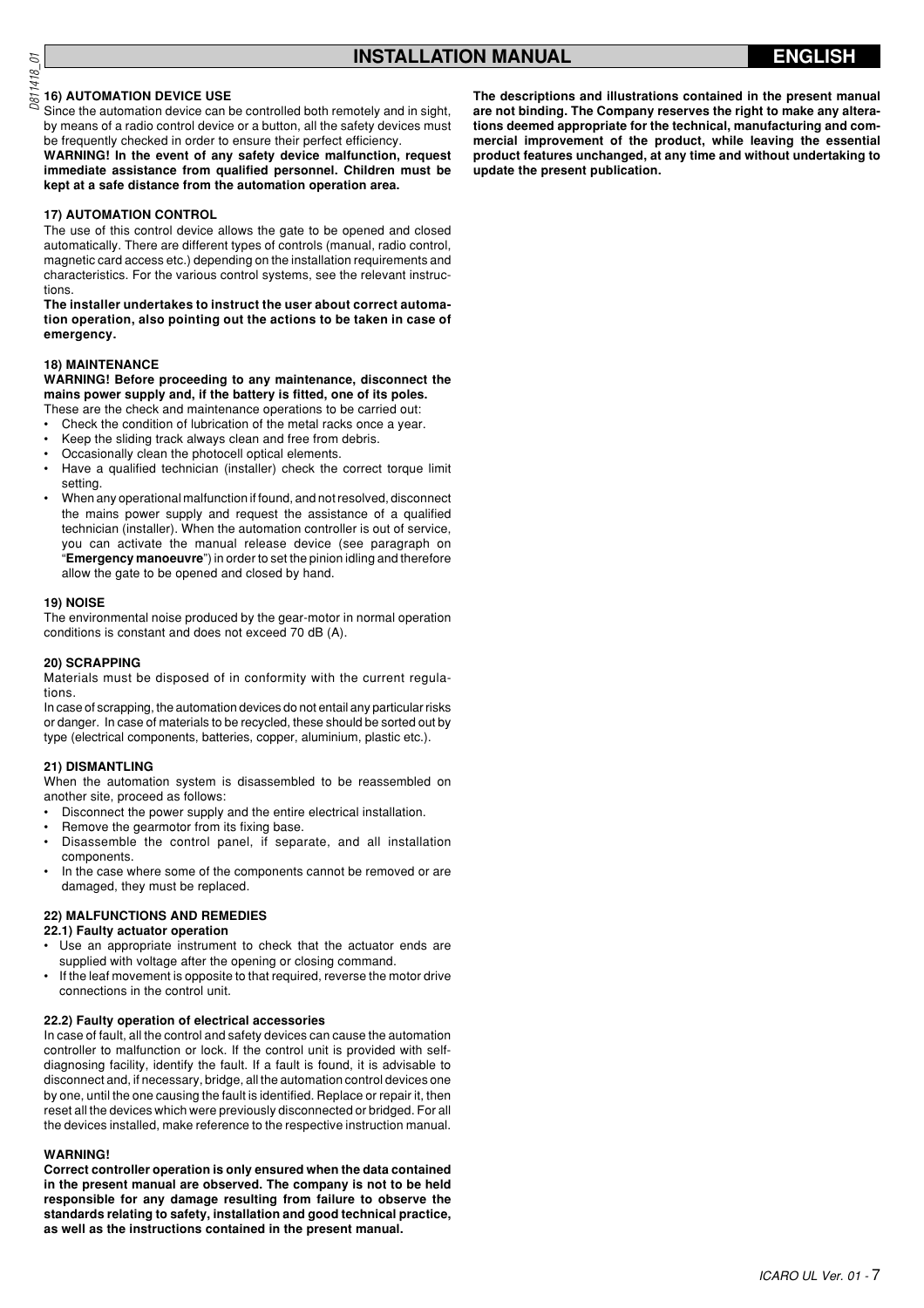### 16) AUTOMATION DEVICE USE

Since the automation device can be controlled both remotely and in sight, by means of a radio control device or a button, all the safety devices must be frequently checked in order to ensure their perfect efficiency.

**WARNING! In the event of any safety device malfunction, request immediate assistance from qualified personnel. Children must be kept at a safe distance from the automation operation area.**

### 17) AUTOMATION CONTROL

The use of this control device allows the gate to be opened and closed automatically. There are different types of controls (manual, radio control, magnetic card access etc.) depending on the installation requirements and characteristics. For the various control systems, see the relevant instructions.

**The installer undertakes to instruct the user about correct automation operation, also pointing out the actions to be taken in case of emergency.**

### 18) MAINTENANCE

**WARNING! Before proceeding to any maintenance, disconnect the mains power supply and, if the battery is fitted, one of its poles.**

These are the check and maintenance operations to be carried out:

- Check the condition of lubrication of the metal racks once a year.
- Keep the sliding track always clean and free from debris.
- Occasionally clean the photocell optical elements.
- Have a qualified technician (installer) check the correct torque limit setting.
- When any operational malfunction if found, and not resolved, disconnect the mains power supply and request the assistance of a qualified technician (installer). When the automation controller is out of service, you can activate the manual release device (see paragraph on "**Emergency manoeuvre**") in order to set the pinion idling and therefore allow the gate to be opened and closed by hand.

### 19) NOISE

The environmental noise produced by the gear-motor in normal operation conditions is constant and does not exceed 70 dB (A).

### 20) SCRAPPING

Materials must be disposed of in conformity with the current regulations.

In case of scrapping, the automation devices do not entail any particular risks or danger. In case of materials to be recycled, these should be sorted out by type (electrical components, batteries, copper, aluminium, plastic etc.).

### 21) DISMANTLING

When the automation system is disassembled to be reassembled on another site, proceed as follows:

- Disconnect the power supply and the entire electrical installation.
- Remove the gearmotor from its fixing base.
- Disassemble the control panel, if separate, and all installation components.
- In the case where some of the components cannot be removed or are damaged, they must be replaced.

### 22) MALFUNCTIONS AND REMEDIES

#### 22.1) Faulty actuator operation

- Use an appropriate instrument to check that the actuator ends are supplied with voltage after the opening or closing command.
- If the leaf movement is opposite to that required, reverse the motor drive connections in the control unit.

#### 22.2) Faulty operation of electrical accessories

In case of fault, all the control and safety devices can cause the automation controller to malfunction or lock. If the control unit is provided with self-diagnosing facility, identify the fault. If a fault is found, it is advisable to disconnect and, if necessary, bridge, all the automation control devices one by one, until the one causing the fault is identified. Replace or repair it, then reset all the devices which were previously disconnected or bridged. For all the devices installed, make reference to the respective instruction manual.

**WARNING!**

**Correct controller operation is only ensured when the data contained in the present manual are observed. The company is not to be held responsible for any damage resulting from failure to observe the standards relating to safety, installation and good technical practice, as well as the instructions contained in the present manual.**

**The descriptions and illustrations contained in the present manual are not binding. The Company reserves the right to make any alterations deemed appropriate for the technical, manufacturing and commercial improvement of the product, while leaving the essential product features unchanged, at any time and without undertaking to update the present publication.**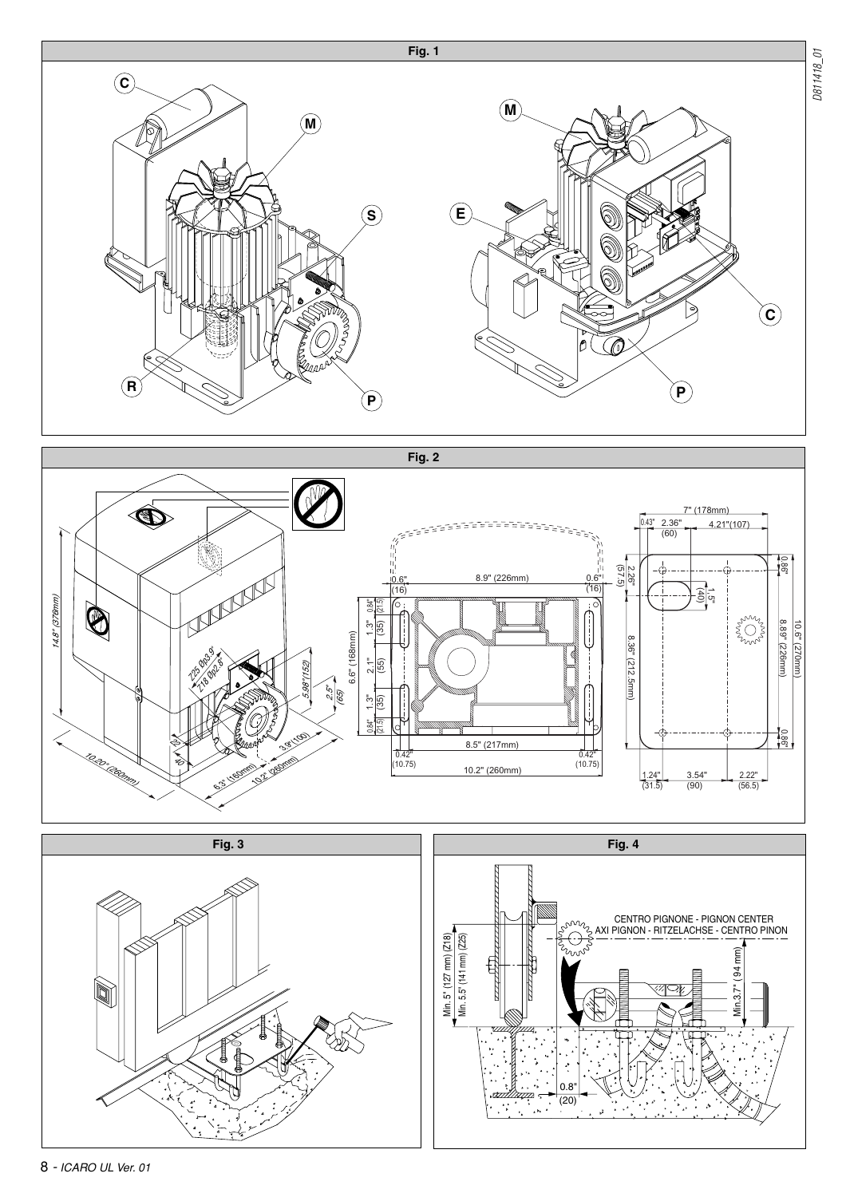Fig. 1

Fig. 2

Fig. 3

Fig. 4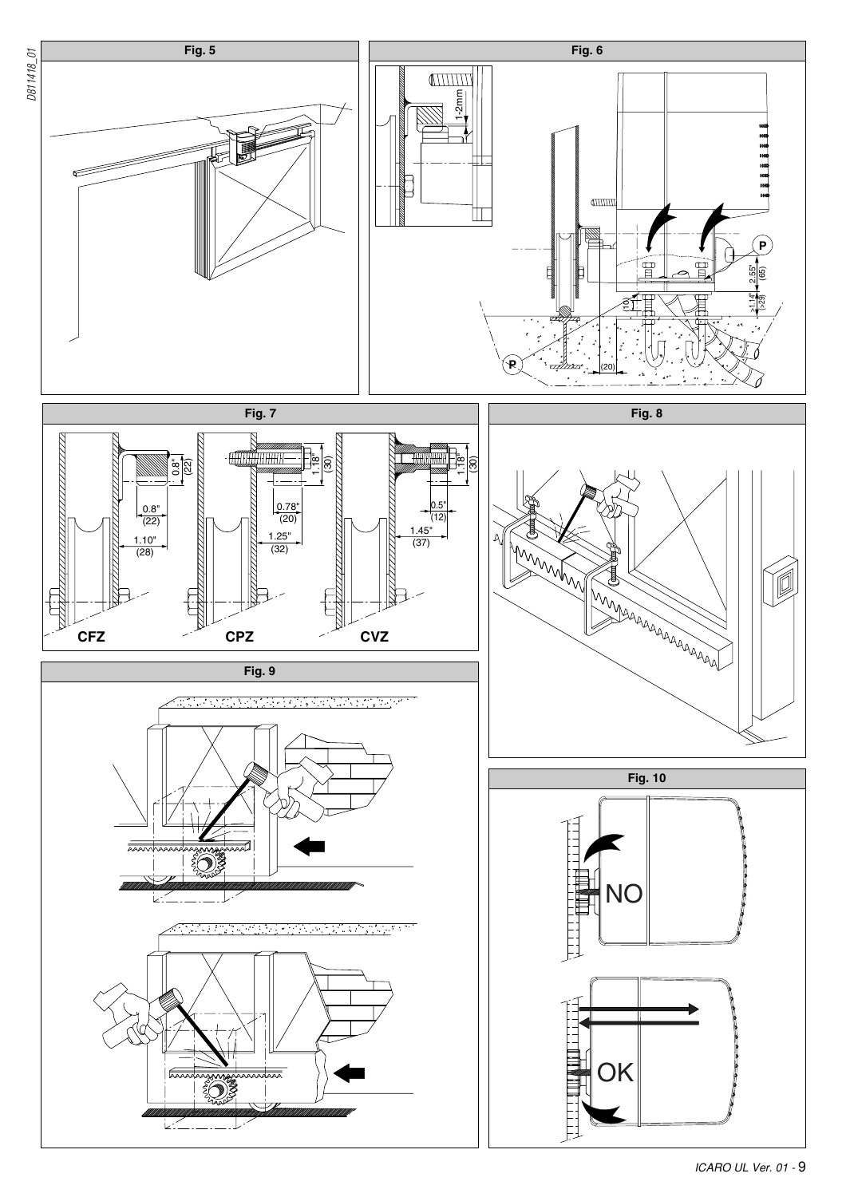D811418_01

Fig. 5

Fig. 6

1-2mm

P

2.55" (65)

≥1.14" (≥29)

(10)

(20)

P

Fig. 7

0.8" (22)

0.8" (22)

1.10" (28)

1.18" (30)

0.78" (20)

1.25" (32)

1.18" (30)

0.5" (12)

1.45" (37)

CFZ

CPZ

CVZ

Fig. 8

Fig. 9

Fig. 10

NO

OK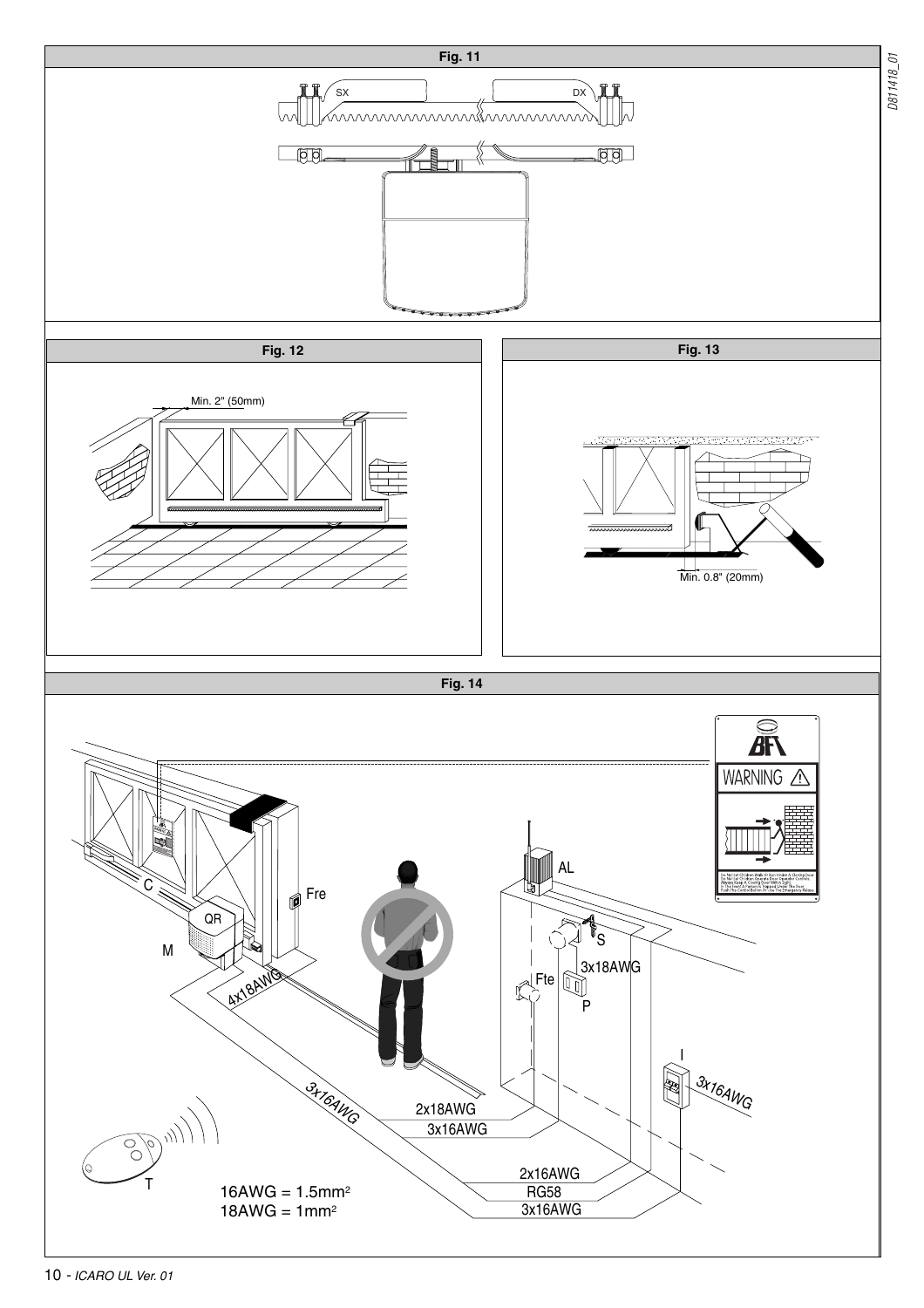**Fig. 11**

SX

DX

**Fig. 12**

Min. 2" (50mm)

**Fig. 13**

Min. 0.8" (20mm)

**Fig. 14**

WARNING

C

QR

M

Fre

4x18AWG

AL

S

3x18AWG

Fte

P

I

3x16AWG

3x16AWG

2x18AWG

3x16AWG

2x16AWG

RG58

3x16AWG

T

16AWG = 1.5mm²

18AWG = 1mm²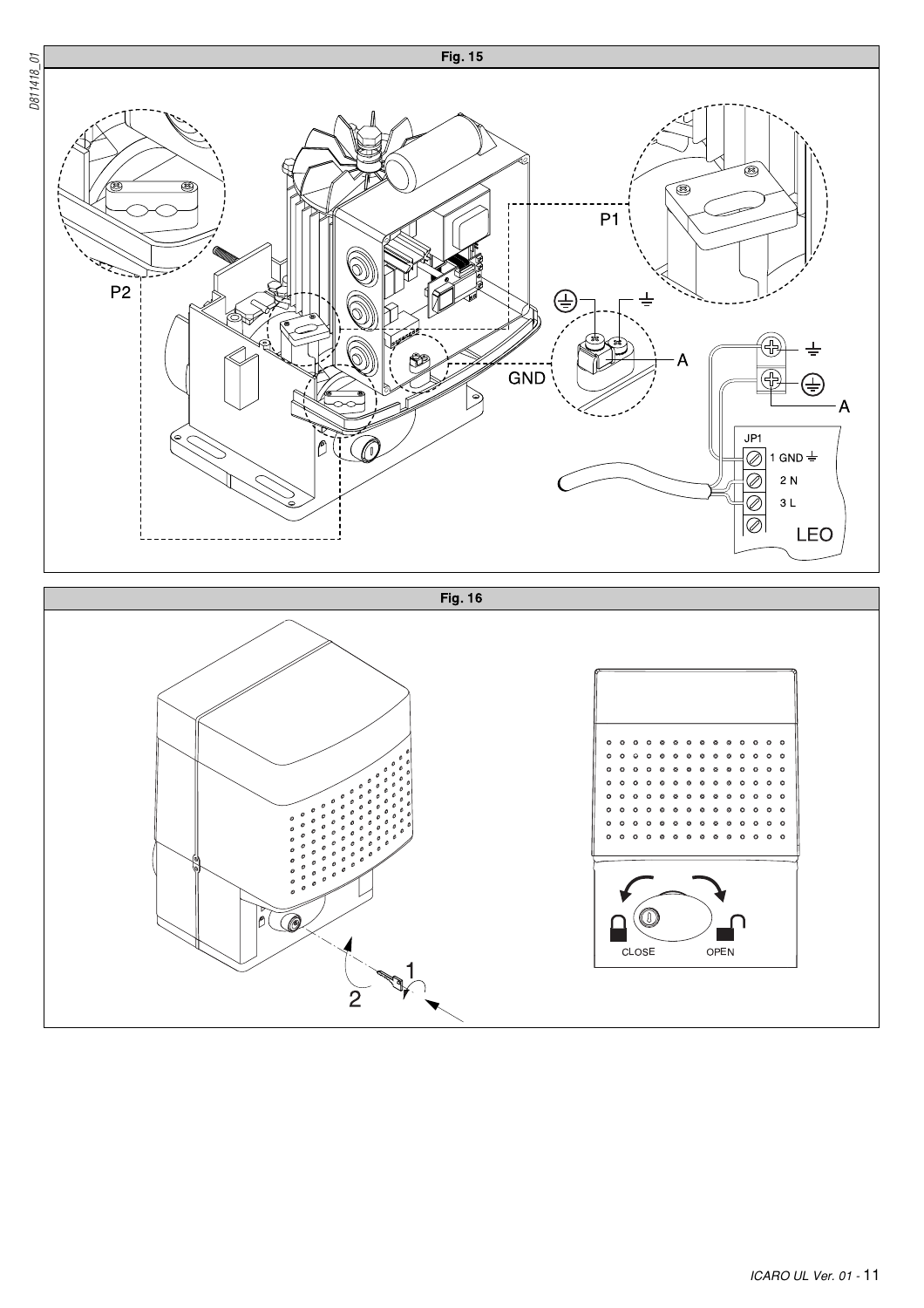Fig. 15

P1

P2

GND

A

A

JP1

1 GND

2 N

3 L

LEO

Fig. 16

1

2

CLOSE

OPEN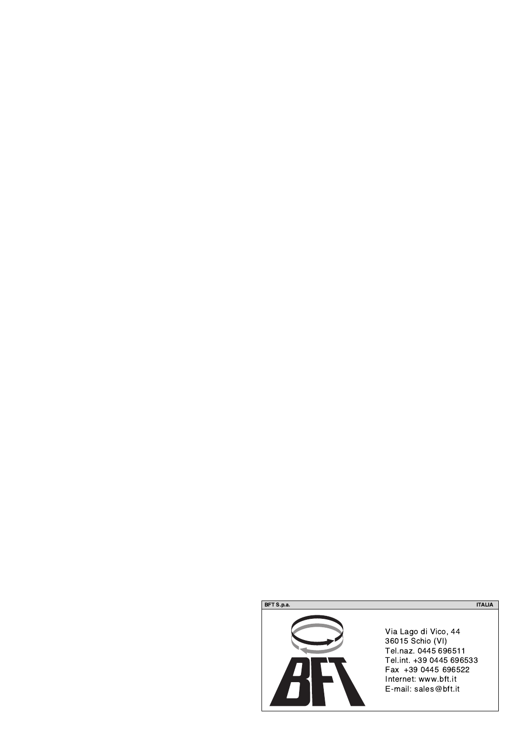| BFT S.p.a. | ITALIA |
| --- | --- |

Via Lago di Vico, 44
36015 Schio (VI)
Tel.naz. 0445 696511
Tel.int. +39 0445 696533
Fax +39 0445 696522
Internet: www.bft.it
E-mail: sales@bft.it